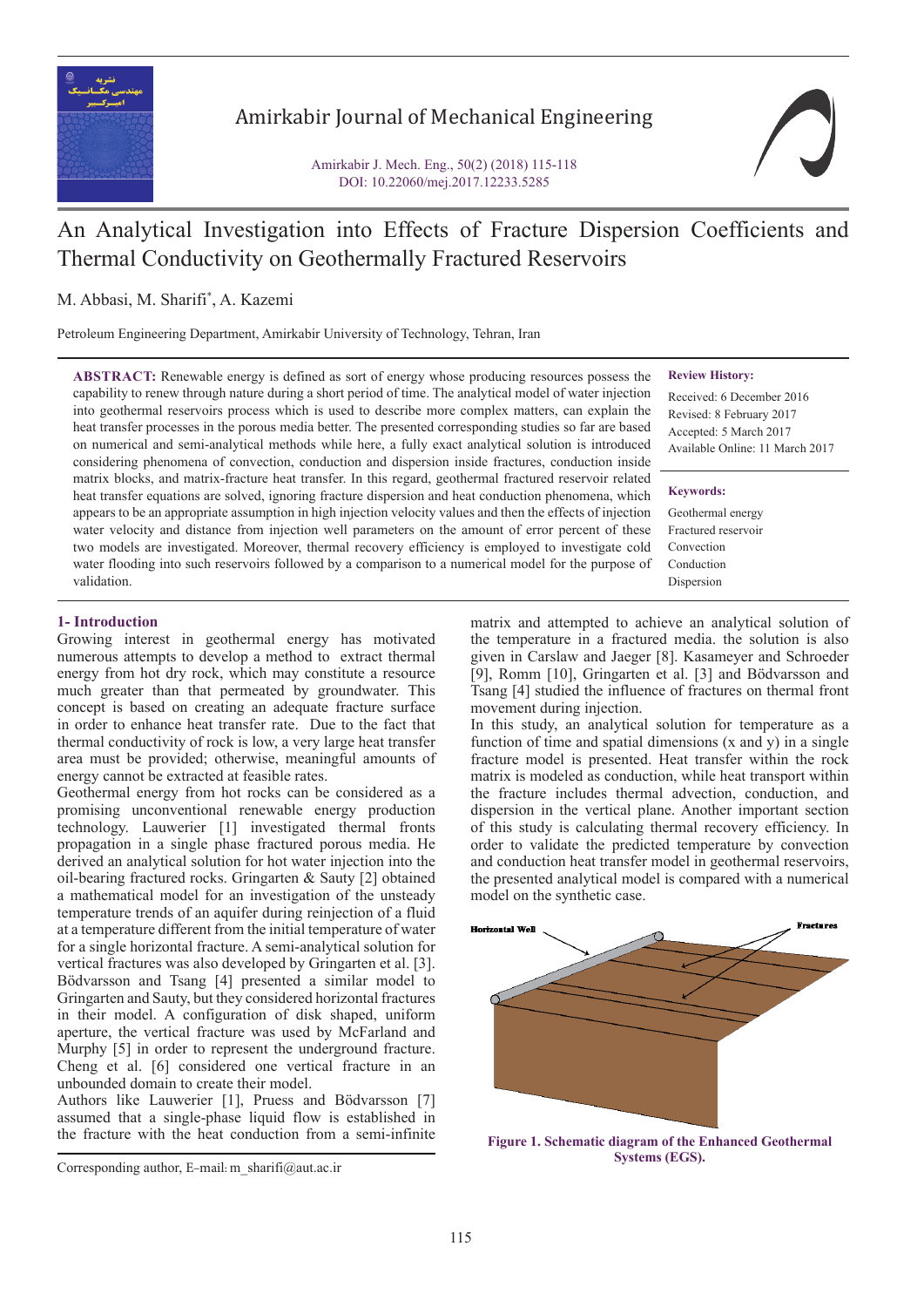# An Analytical Investigation into Effects of Fracture Dispersion Coefficients and Thermal Conductivity on Geothermally Fractured Reservoirs

M. Abbasi, M. Sharifi*, A. Kazemi

Petroleum Engineering Department, Amirkabir University of Technology, Tehran, Iran

**ABSTRACT:** Renewable energy is defined as sort of energy whose producing resources possess the capability to renew through nature during a short period of time. The analytical model of water injection into geothermal reservoirs process which is used to describe more complex matters, can explain the heat transfer processes in the porous media better. The presented corresponding studies so far are based on numerical and semi-analytical methods while here, a fully exact analytical solution is introduced considering phenomena of convection, conduction and dispersion inside fractures, conduction inside matrix blocks, and matrix-fracture heat transfer. In this regard, geothermal fractured reservoir related heat transfer equations are solved, ignoring fracture dispersion and heat conduction phenomena, which appears to be an appropriate assumption in high injection velocity values and then the effects of injection water velocity and distance from injection well parameters on the amount of error percent of these two models are investigated. Moreover, thermal recovery efficiency is employed to investigate cold water flooding into such reservoirs followed by a comparison to a numerical model for the purpose of validation.

**Review History:**

Received: 6 December 2016
Revised: 8 February 2017
Accepted: 5 March 2017
Available Online: 11 March 2017

**Keywords:**

Geothermal energy
Fractured reservoir
Convection
Conduction
Dispersion

## 1- Introduction

Growing interest in geothermal energy has motivated numerous attempts to develop a method to extract thermal energy from hot dry rock, which may constitute a resource much greater than that permeated by groundwater. This concept is based on creating an adequate fracture surface in order to enhance heat transfer rate. Due to the fact that thermal conductivity of rock is low, a very large heat transfer area must be provided; otherwise, meaningful amounts of energy cannot be extracted at feasible rates.

Geothermal energy from hot rocks can be considered as a promising unconventional renewable energy production technology. Lauwerier [1] investigated thermal fronts propagation in a single phase fractured porous media. He derived an analytical solution for hot water injection into the oil-bearing fractured rocks. Gringarten & Sauty [2] obtained a mathematical model for an investigation of the unsteady temperature trends of an aquifer during reinjection of a fluid at a temperature different from the initial temperature of water for a single horizontal fracture. A semi-analytical solution for vertical fractures was also developed by Gringarten et al. [3]. Bödvarsson and Tsang [4] presented a similar model to Gringarten and Sauty, but they considered horizontal fractures in their model. A configuration of disk shaped, uniform aperture, the vertical fracture was used by McFarland and Murphy [5] in order to represent the underground fracture. Cheng et al. [6] considered one vertical fracture in an unbounded domain to create their model.

Authors like Lauwerier [1], Pruess and Bödvarsson [7] assumed that a single-phase liquid flow is established in the fracture with the heat conduction from a semi-infinite matrix and attempted to achieve an analytical solution of the temperature in a fractured media. the solution is also given in Carslaw and Jaeger [8]. Kasameyer and Schroeder [9], Romm [10], Gringarten et al. [3] and Bödvarsson and Tsang [4] studied the influence of fractures on thermal front movement during injection.

In this study, an analytical solution for temperature as a function of time and spatial dimensions (x and y) in a single fracture model is presented. Heat transfer within the rock matrix is modeled as conduction, while heat transport within the fracture includes thermal advection, conduction, and dispersion in the vertical plane. Another important section of this study is calculating thermal recovery efficiency. In order to validate the predicted temperature by convection and conduction heat transfer model in geothermal reservoirs, the presented analytical model is compared with a numerical model on the synthetic case.

Horizontal Well
Fractures

**Figure 1. Schematic diagram of the Enhanced Geothermal Systems (EGS).**

Corresponding author, E-mail: m_sharifi@aut.ac.ir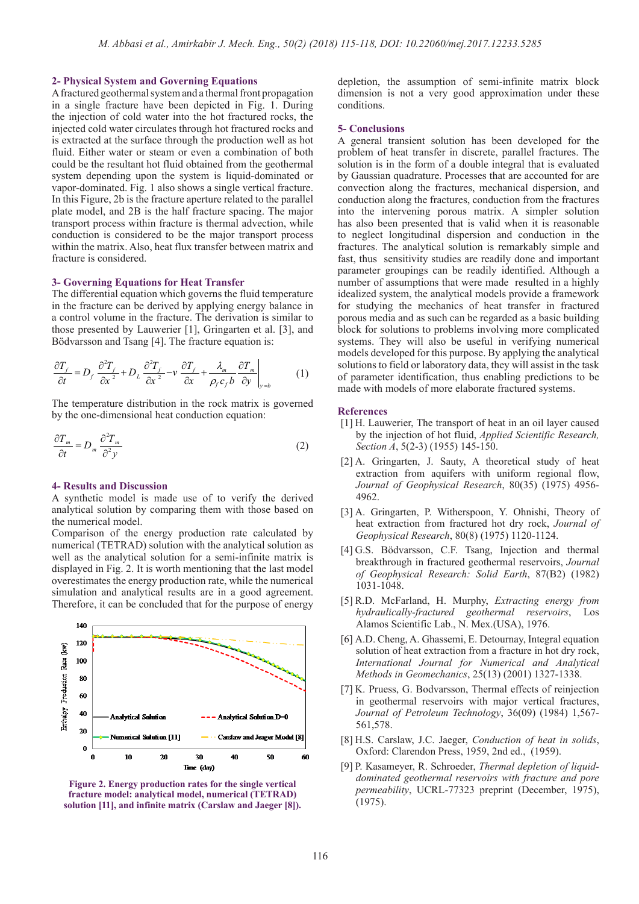## 2- Physical System and Governing Equations

A fractured geothermal system and a thermal front propagation in a single fracture have been depicted in Fig. 1. During the injection of cold water into the hot fractured rocks, the injected cold water circulates through hot fractured rocks and is extracted at the surface through the production well as hot fluid. Either water or steam or even a combination of both could be the resultant hot fluid obtained from the geothermal system depending upon the system is liquid-dominated or vapor-dominated. Fig. 1 also shows a single vertical fracture. In this Figure, 2b is the fracture aperture related to the parallel plate model, and 2B is the half fracture spacing. The major transport process within fracture is thermal advection, while conduction is considered to be the major transport process within the matrix. Also, heat flux transfer between matrix and fracture is considered.

## 3- Governing Equations for Heat Transfer

The differential equation which governs the fluid temperature in the fracture can be derived by applying energy balance in a control volume in the fracture. The derivation is similar to those presented by Lauwerier [1], Gringarten et al. [3], and Bödvarsson and Tsang [4]. The fracture equation is:

$$\frac{\partial T_f}{\partial t} = D_f \frac{\partial^2 T_f}{\partial x^2} + D_L \frac{\partial^2 T_f}{\partial x^2} - v \frac{\partial T_f}{\partial x} + \frac{\lambda_m}{\rho_f c_f b} \left. \frac{\partial T_m}{\partial y} \right|_{y=b} \qquad (1)$$

The temperature distribution in the rock matrix is governed by the one-dimensional heat conduction equation:

$$\frac{\partial T_m}{\partial t} = D_m \frac{\partial^2 T_m}{\partial^2 y} \qquad (2)$$

## 4- Results and Discussion

A synthetic model is made use of to verify the derived analytical solution by comparing them with those based on the numerical model.

Comparison of the energy production rate calculated by numerical (TETRAD) solution with the analytical solution as well as the analytical solution for a semi-infinite matrix is displayed in Fig. 2. It is worth mentioning that the last model overestimates the energy production rate, while the numerical simulation and analytical results are in a good agreement. Therefore, it can be concluded that for the purpose of energy depletion, the assumption of semi-infinite matrix block dimension is not a very good approximation under these conditions.

**Figure 2. Energy production rates for the single vertical fracture model: analytical model, numerical (TETRAD) solution [11], and infinite matrix (Carslaw and Jaeger [8]).**

## 5- Conclusions

A general transient solution has been developed for the problem of heat transfer in discrete, parallel fractures. The solution is in the form of a double integral that is evaluated by Gaussian quadrature. Processes that are accounted for are convection along the fractures, mechanical dispersion, and conduction along the fractures, conduction from the fractures into the intervening porous matrix. A simpler solution has also been presented that is valid when it is reasonable to neglect longitudinal dispersion and conduction in the fractures. The analytical solution is remarkably simple and fast, thus sensitivity studies are readily done and important parameter groupings can be readily identified. Although a number of assumptions that were made resulted in a highly idealized system, the analytical models provide a framework for studying the mechanics of heat transfer in fractured porous media and as such can be regarded as a basic building block for solutions to problems involving more complicated systems. They will also be useful in verifying numerical models developed for this purpose. By applying the analytical solutions to field or laboratory data, they will assist in the task of parameter identification, thus enabling predictions to be made with models of more elaborate fractured systems.

## References

[1] H. Lauwerier, The transport of heat in an oil layer caused by the injection of hot fluid, *Applied Scientific Research, Section A*, 5(2-3) (1955) 145-150.

[2] A. Gringarten, J. Sauty, A theoretical study of heat extraction from aquifers with uniform regional flow, *Journal of Geophysical Research*, 80(35) (1975) 4956-4962.

[3] A. Gringarten, P. Witherspoon, Y. Ohnishi, Theory of heat extraction from fractured hot dry rock, *Journal of Geophysical Research*, 80(8) (1975) 1120-1124.

[4] G.S. Bödvarsson, C.F. Tsang, Injection and thermal breakthrough in fractured geothermal reservoirs, *Journal of Geophysical Research: Solid Earth*, 87(B2) (1982) 1031-1048.

[5] R.D. McFarland, H. Murphy, *Extracting energy from hydraulically-fractured geothermal reservoirs*, Los Alamos Scientific Lab., N. Mex.(USA), 1976.

[6] A.D. Cheng, A. Ghassemi, E. Detournay, Integral equation solution of heat extraction from a fracture in hot dry rock, *International Journal for Numerical and Analytical Methods in Geomechanics*, 25(13) (2001) 1327-1338.

[7] K. Pruess, G. Bodvarsson, Thermal effects of reinjection in geothermal reservoirs with major vertical fractures, *Journal of Petroleum Technology*, 36(09) (1984) 1,567-561,578.

[8] H.S. Carslaw, J.C. Jaeger, *Conduction of heat in solids*, Oxford: Clarendon Press, 1959, 2nd ed., (1959).

[9] P. Kasameyer, R. Schroeder, *Thermal depletion of liquid-dominated geothermal reservoirs with fracture and pore permeability*, UCRL-77323 preprint (December, 1975), (1975).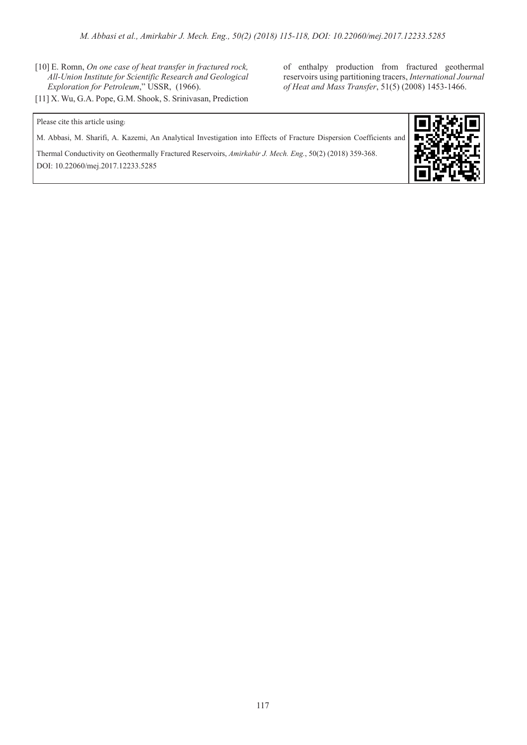[10] E. Romn, *On one case of heat transfer in fractured rock, All-Union Institute for Scientific Research and Geological Exploration for Petroleum*," USSR, (1966).

[11] X. Wu, G.A. Pope, G.M. Shook, S. Srinivasan, Prediction of enthalpy production from fractured geothermal reservoirs using partitioning tracers, *International Journal of Heat and Mass Transfer*, 51(5) (2008) 1453-1466.

Please cite this article using:

M. Abbasi, M. Sharifi, A. Kazemi, An Analytical Investigation into Effects of Fracture Dispersion Coefficients and Thermal Conductivity on Geothermally Fractured Reservoirs, *Amirkabir J. Mech. Eng.*, 50(2) (2018) 359-368.

DOI: 10.22060/mej.2017.12233.5285